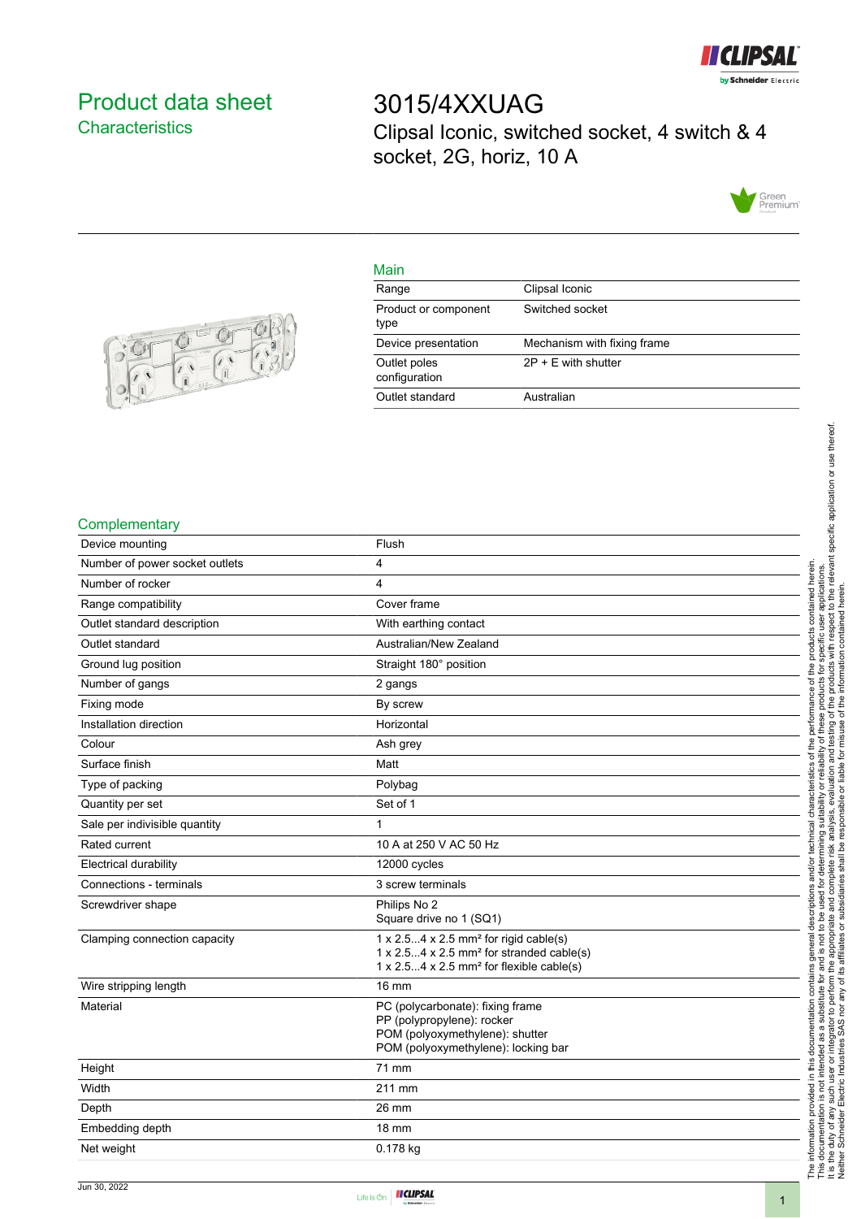# Product data sheet
## Characteristics

# 3015/4XXUAG
Clipsal Iconic, switched socket, 4 switch & 4 socket, 2G, horiz, 10 A

## Main

| | |
|---|---|
| Range | Clipsal Iconic |
| Product or component type | Switched socket |
| Device presentation | Mechanism with fixing frame |
| Outlet poles configuration | 2P + E with shutter |
| Outlet standard | Australian |

## Complementary

| | |
|---|---|
| Device mounting | Flush |
| Number of power socket outlets | 4 |
| Number of rocker | 4 |
| Range compatibility | Cover frame |
| Outlet standard description | With earthing contact |
| Outlet standard | Australian/New Zealand |
| Ground lug position | Straight 180° position |
| Number of gangs | 2 gangs |
| Fixing mode | By screw |
| Installation direction | Horizontal |
| Colour | Ash grey |
| Surface finish | Matt |
| Type of packing | Polybag |
| Quantity per set | Set of 1 |
| Sale per indivisible quantity | 1 |
| Rated current | 10 A at 250 V AC 50 Hz |
| Electrical durability | 12000 cycles |
| Connections - terminals | 3 screw terminals |
| Screwdriver shape | Philips No 2<br>Square drive no 1 (SQ1) |
| Clamping connection capacity | 1 x 2.5...4 x 2.5 mm² for rigid cable(s)<br>1 x 2.5...4 x 2.5 mm² for stranded cable(s)<br>1 x 2.5...4 x 2.5 mm² for flexible cable(s) |
| Wire stripping length | 16 mm |
| Material | PC (polycarbonate): fixing frame<br>PP (polypropylene): rocker<br>POM (polyoxymethylene): shutter<br>POM (polyoxymethylene): locking bar |
| Height | 71 mm |
| Width | 211 mm |
| Depth | 26 mm |
| Embedding depth | 18 mm |
| Net weight | 0.178 kg |

The information provided in this documentation contains general descriptions and/or technical characteristics of the performance of the products contained herein. This documentation is not intended as a substitute for and is not to be used for determining suitability or reliability of these products for specific user applications. It is the duty of any such user or integrator to perform the appropriate and complete risk analysis, evaluation and testing of the products with respect to the relevant specific application or use thereof. Neither Schneider Electric Industries SAS nor any of its affiliates or subsidiaries shall be responsible or liable for misuse of the information contained herein.

Jun 30, 2022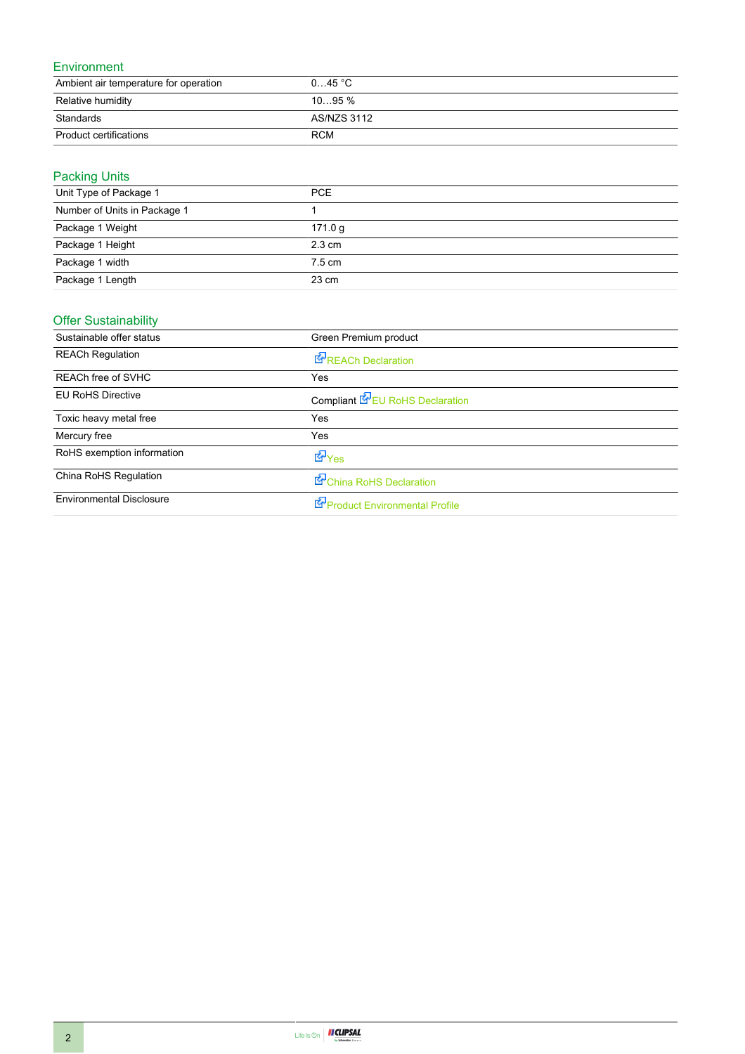## Environment

| | |
|---|---|
| Ambient air temperature for operation | 0…45 °C |
| Relative humidity | 10…95 % |
| Standards | AS/NZS 3112 |
| Product certifications | RCM |

## Packing Units

| | |
|---|---|
| Unit Type of Package 1 | PCE |
| Number of Units in Package 1 | 1 |
| Package 1 Weight | 171.0 g |
| Package 1 Height | 2.3 cm |
| Package 1 width | 7.5 cm |
| Package 1 Length | 23 cm |

## Offer Sustainability

| | |
|---|---|
| Sustainable offer status | Green Premium product |
| REACh Regulation | REACh Declaration |
| REACh free of SVHC | Yes |
| EU RoHS Directive | Compliant EU RoHS Declaration |
| Toxic heavy metal free | Yes |
| Mercury free | Yes |
| RoHS exemption information | Yes |
| China RoHS Regulation | China RoHS Declaration |
| Environmental Disclosure | Product Environmental Profile |